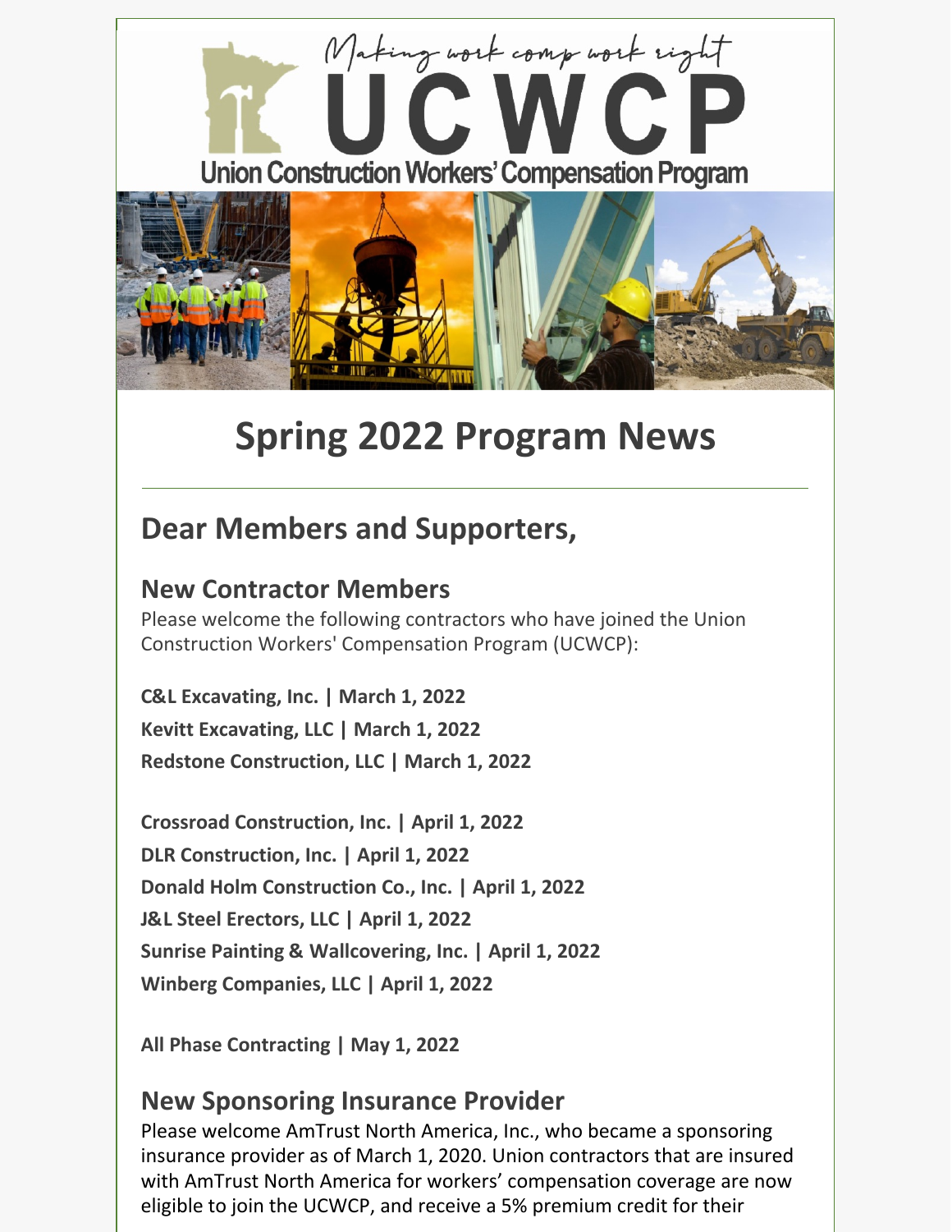Making work comp work right

# UCWCP

Union Construction Workers' Compensation Program

# Spring 2022 Program News

## Dear Members and Supporters,

### New Contractor Members

Please welcome the following contractors who have joined the Union Construction Workers' Compensation Program (UCWCP):

**C&L Excavating, Inc. | March 1, 2022**
**Kevitt Excavating, LLC | March 1, 2022**
**Redstone Construction, LLC | March 1, 2022**

**Crossroad Construction, Inc. | April 1, 2022**
**DLR Construction, Inc. | April 1, 2022**
**Donald Holm Construction Co., Inc. | April 1, 2022**
**J&L Steel Erectors, LLC | April 1, 2022**
**Sunrise Painting & Wallcovering, Inc. | April 1, 2022**
**Winberg Companies, LLC | April 1, 2022**

**All Phase Contracting | May 1, 2022**

### New Sponsoring Insurance Provider

Please welcome AmTrust North America, Inc., who became a sponsoring insurance provider as of March 1, 2020. Union contractors that are insured with AmTrust North America for workers' compensation coverage are now eligible to join the UCWCP, and receive a 5% premium credit for their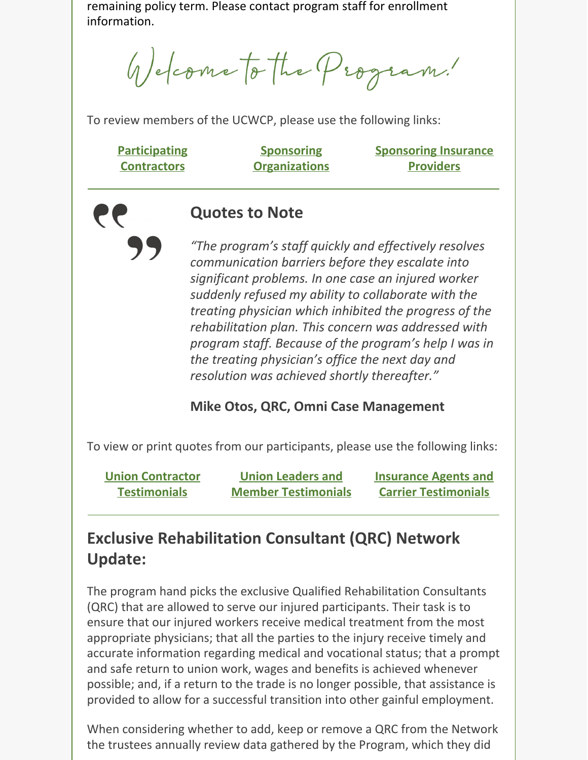remaining policy term. Please contact program staff for enrollment information.

*Welcome to the Program!*

To review members of the UCWCP, please use the following links:

**Participating Contractors** | **Sponsoring Organizations** | **Sponsoring Insurance Providers**

---

## Quotes to Note

*"The program's staff quickly and effectively resolves communication barriers before they escalate into significant problems. In one case an injured worker suddenly refused my ability to collaborate with the treating physician which inhibited the progress of the rehabilitation plan. This concern was addressed with program staff. Because of the program's help I was in the treating physician's office the next day and resolution was achieved shortly thereafter."*

**Mike Otos, QRC, Omni Case Management**

To view or print quotes from our participants, please use the following links:

**Union Contractor Testimonials** | **Union Leaders and Member Testimonials** | **Insurance Agents and Carrier Testimonials**

---

## Exclusive Rehabilitation Consultant (QRC) Network Update:

The program hand picks the exclusive Qualified Rehabilitation Consultants (QRC) that are allowed to serve our injured participants. Their task is to ensure that our injured workers receive medical treatment from the most appropriate physicians; that all the parties to the injury receive timely and accurate information regarding medical and vocational status; that a prompt and safe return to union work, wages and benefits is achieved whenever possible; and, if a return to the trade is no longer possible, that assistance is provided to allow for a successful transition into other gainful employment.

When considering whether to add, keep or remove a QRC from the Network the trustees annually review data gathered by the Program, which they did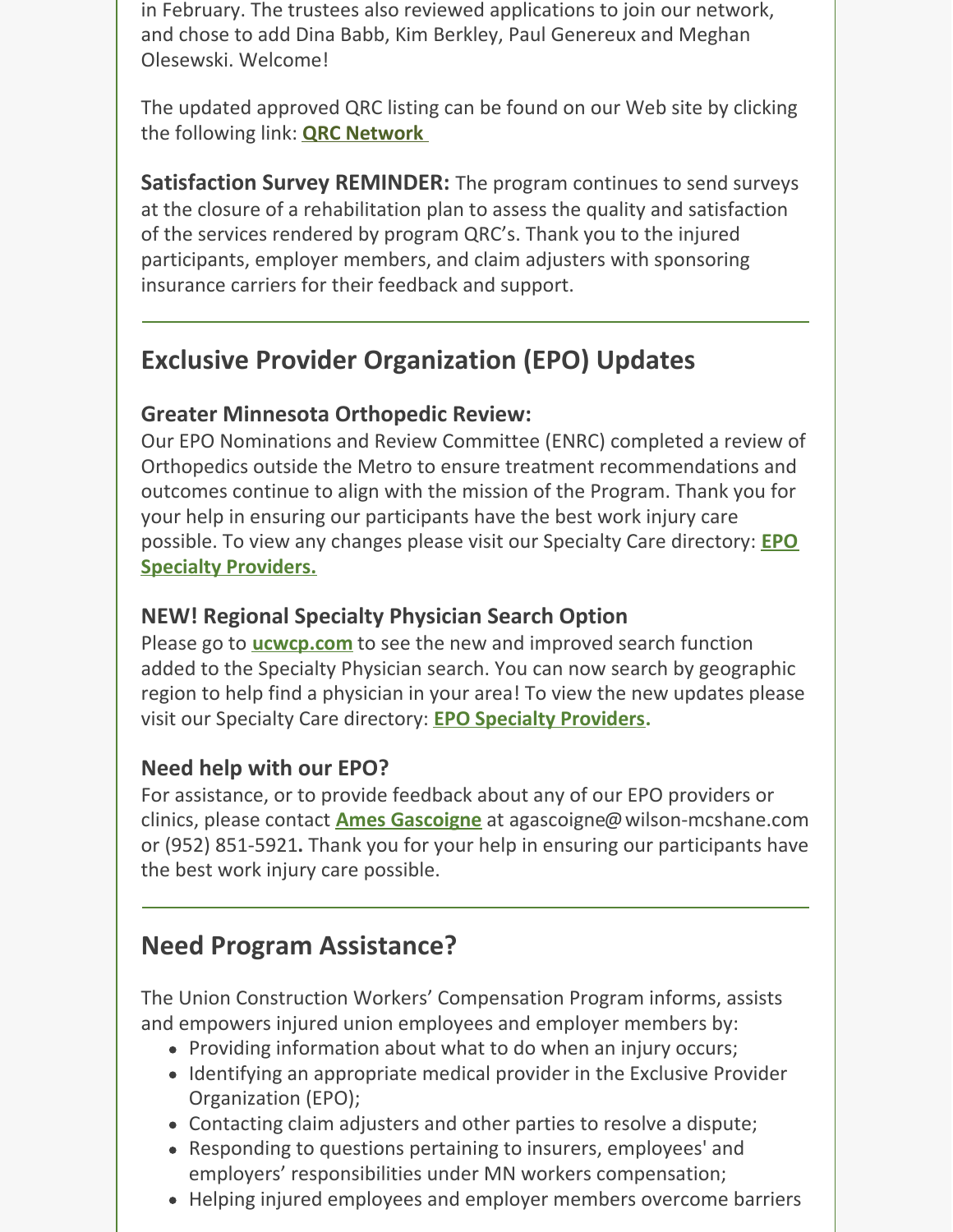in February. The trustees also reviewed applications to join our network, and chose to add Dina Babb, Kim Berkley, Paul Genereux and Meghan Olesewski. Welcome!

The updated approved QRC listing can be found on our Web site by clicking the following link: **QRC Network**

**Satisfaction Survey REMINDER:** The program continues to send surveys at the closure of a rehabilitation plan to assess the quality and satisfaction of the services rendered by program QRC's. Thank you to the injured participants, employer members, and claim adjusters with sponsoring insurance carriers for their feedback and support.

---

## Exclusive Provider Organization (EPO) Updates

### Greater Minnesota Orthopedic Review:

Our EPO Nominations and Review Committee (ENRC) completed a review of Orthopedics outside the Metro to ensure treatment recommendations and outcomes continue to align with the mission of the Program. Thank you for your help in ensuring our participants have the best work injury care possible. To view any changes please visit our Specialty Care directory: **EPO Specialty Providers.**

### NEW! Regional Specialty Physician Search Option

Please go to **ucwcp.com** to see the new and improved search function added to the Specialty Physician search. You can now search by geographic region to help find a physician in your area! To view the new updates please visit our Specialty Care directory: **EPO Specialty Providers.**

### Need help with our EPO?

For assistance, or to provide feedback about any of our EPO providers or clinics, please contact **Ames Gascoigne** at agascoigne@wilson-mcshane.com or (952) 851-5921**.** Thank you for your help in ensuring our participants have the best work injury care possible.

---

## Need Program Assistance?

The Union Construction Workers' Compensation Program informs, assists and empowers injured union employees and employer members by:

- Providing information about what to do when an injury occurs;
- Identifying an appropriate medical provider in the Exclusive Provider Organization (EPO);
- Contacting claim adjusters and other parties to resolve a dispute;
- Responding to questions pertaining to insurers, employees' and employers' responsibilities under MN workers compensation;
- Helping injured employees and employer members overcome barriers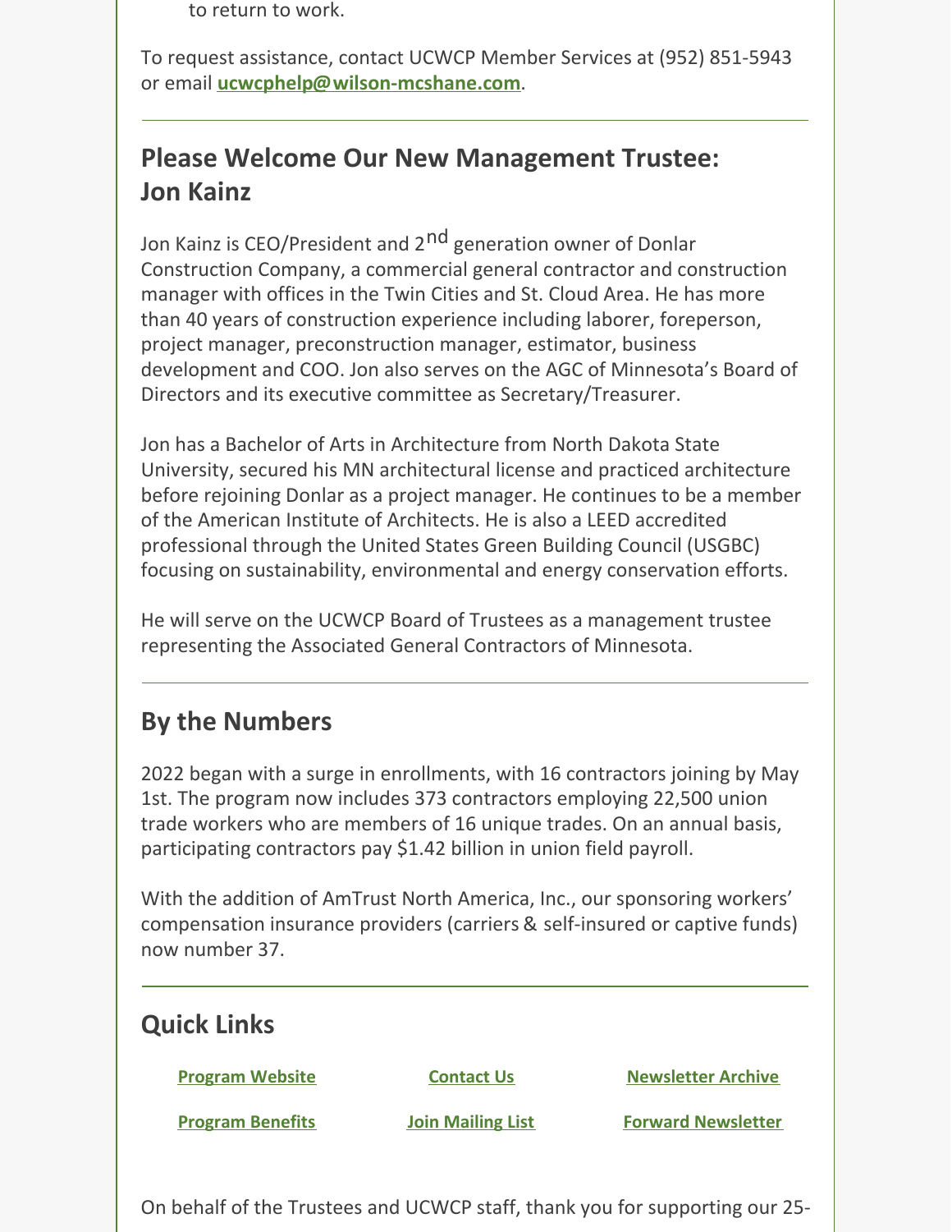to return to work.

To request assistance, contact UCWCP Member Services at (952) 851-5943 or email **ucwcphelp@wilson-mcshane.com**.

---

## Please Welcome Our New Management Trustee: Jon Kainz

Jon Kainz is CEO/President and 2nd generation owner of Donlar Construction Company, a commercial general contractor and construction manager with offices in the Twin Cities and St. Cloud Area. He has more than 40 years of construction experience including laborer, foreperson, project manager, preconstruction manager, estimator, business development and COO. Jon also serves on the AGC of Minnesota's Board of Directors and its executive committee as Secretary/Treasurer.

Jon has a Bachelor of Arts in Architecture from North Dakota State University, secured his MN architectural license and practiced architecture before rejoining Donlar as a project manager. He continues to be a member of the American Institute of Architects. He is also a LEED accredited professional through the United States Green Building Council (USGBC) focusing on sustainability, environmental and energy conservation efforts.

He will serve on the UCWCP Board of Trustees as a management trustee representing the Associated General Contractors of Minnesota.

---

## By the Numbers

2022 began with a surge in enrollments, with 16 contractors joining by May 1st. The program now includes 373 contractors employing 22,500 union trade workers who are members of 16 unique trades. On an annual basis, participating contractors pay $1.42 billion in union field payroll.

With the addition of AmTrust North America, Inc., our sponsoring workers' compensation insurance providers (carriers & self-insured or captive funds) now number 37.

---

## Quick Links

| | | |
|---|---|---|
| **Program Website** | **Contact Us** | **Newsletter Archive** |
| **Program Benefits** | **Join Mailing List** | **Forward Newsletter** |

On behalf of the Trustees and UCWCP staff, thank you for supporting our 25-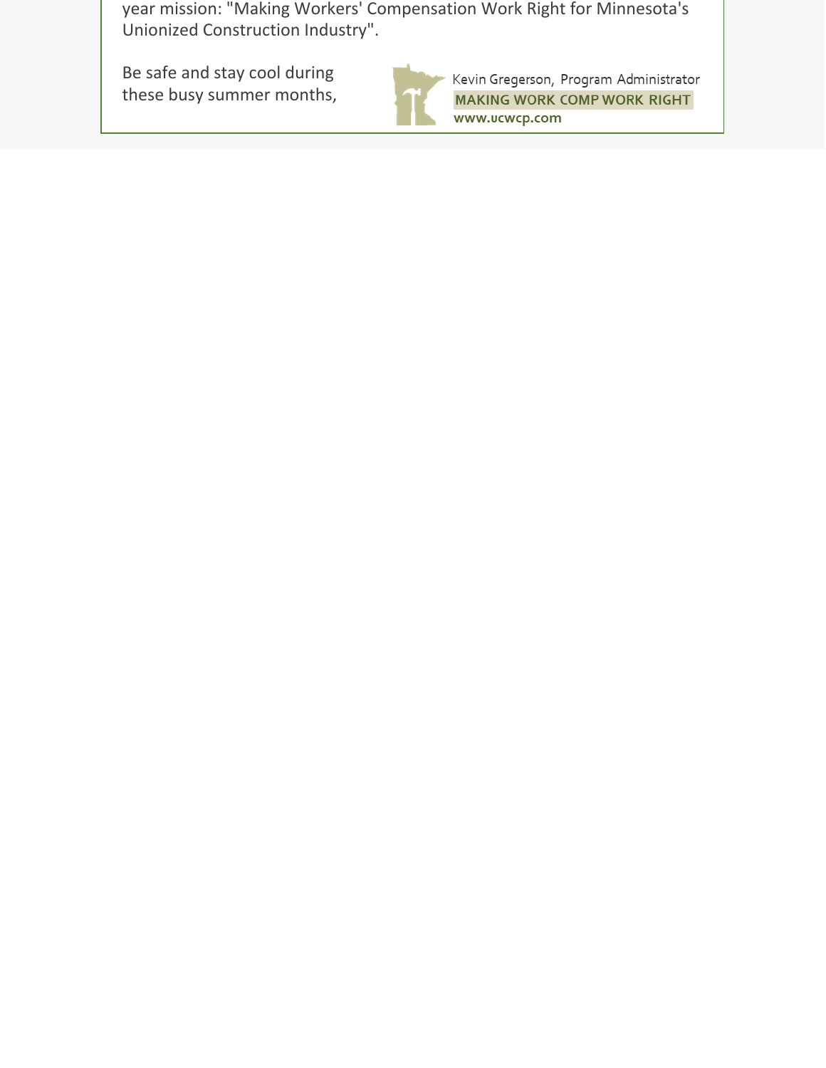year mission: "Making Workers' Compensation Work Right for Minnesota's Unionized Construction Industry".

Be safe and stay cool during these busy summer months,

Kevin Gregerson, Program Administrator

**MAKING WORK COMP WORK RIGHT**

**www.ucwcp.com**